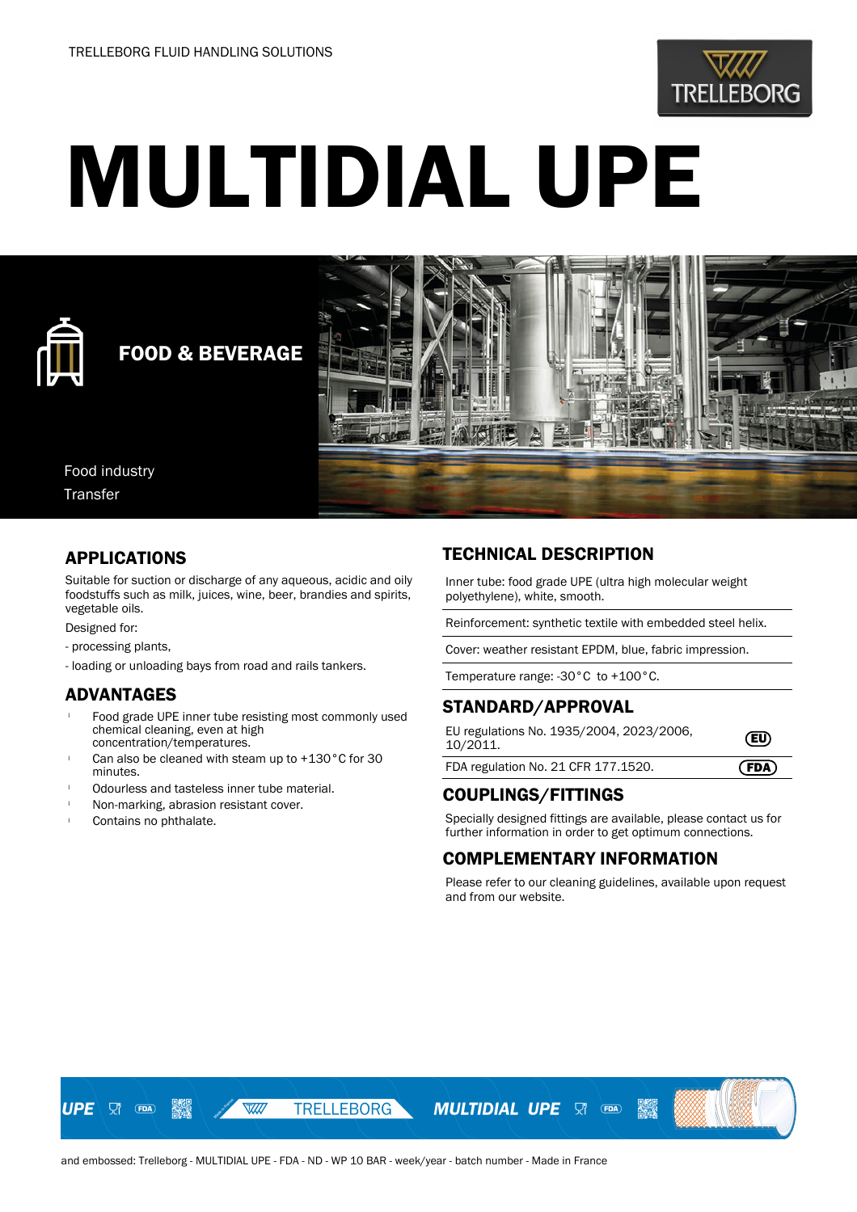TRELLEBORG FLUID HANDLING SOLUTIONS

# MULTIDIAL UPE

**FOOD & BEVERAGE**

Food industry
Transfer

## APPLICATIONS

Suitable for suction or discharge of any aqueous, acidic and oily foodstuffs such as milk, juices, wine, beer, brandies and spirits, vegetable oils.

Designed for:

- processing plants,
- loading or unloading bays from road and rails tankers.

## ADVANTAGES

- Food grade UPE inner tube resisting most commonly used chemical cleaning, even at high concentration/temperatures.
- Can also be cleaned with steam up to +130°C for 30 minutes.
- Odourless and tasteless inner tube material.
- Non-marking, abrasion resistant cover.
- Contains no phthalate.

## TECHNICAL DESCRIPTION

Inner tube: food grade UPE (ultra high molecular weight polyethylene), white, smooth.

Reinforcement: synthetic textile with embedded steel helix.

Cover: weather resistant EPDM, blue, fabric impression.

Temperature range: -30°C to +100°C.

## STANDARD/APPROVAL

| | |
|---|---|
| EU regulations No. 1935/2004, 2023/2006, 10/2011. | EU |
| FDA regulation No. 21 CFR 177.1520. | FDA |

## COUPLINGS/FITTINGS

Specially designed fittings are available, please contact us for further information in order to get optimum connections.

## COMPLEMENTARY INFORMATION

Please refer to our cleaning guidelines, available upon request and from our website.

UPE FDA TRELLEBORG MULTIDIAL UPE FDA

and embossed: Trelleborg - MULTIDIAL UPE - FDA - ND - WP 10 BAR - week/year - batch number - Made in France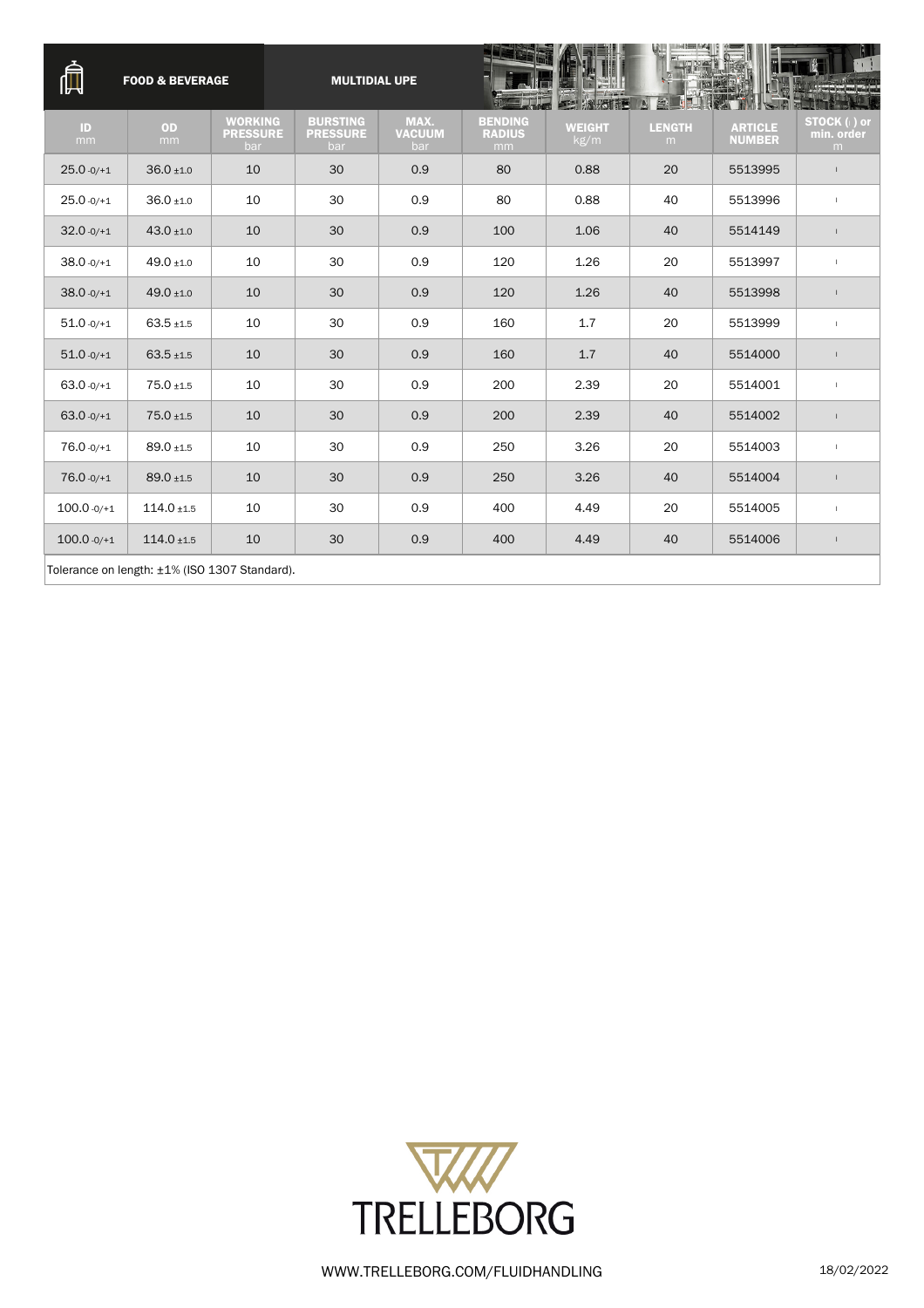**FOOD & BEVERAGE** | **MULTIDIAL UPE**

| ID mm | OD mm | WORKING PRESSURE bar | BURSTING PRESSURE bar | MAX. VACUUM bar | BENDING RADIUS mm | WEIGHT kg/m | LENGTH m | ARTICLE NUMBER | STOCK ( ) or min. order m |
|---|---|---|---|---|---|---|---|---|---|
| 25.0 -0/+1 | 36.0 ±1.0 | 10 | 30 | 0.9 | 80 | 0.88 | 20 | 5513995 | |
| 25.0 -0/+1 | 36.0 ±1.0 | 10 | 30 | 0.9 | 80 | 0.88 | 40 | 5513996 | |
| 32.0 -0/+1 | 43.0 ±1.0 | 10 | 30 | 0.9 | 100 | 1.06 | 40 | 5514149 | |
| 38.0 -0/+1 | 49.0 ±1.0 | 10 | 30 | 0.9 | 120 | 1.26 | 20 | 5513997 | |
| 38.0 -0/+1 | 49.0 ±1.0 | 10 | 30 | 0.9 | 120 | 1.26 | 40 | 5513998 | |
| 51.0 -0/+1 | 63.5 ±1.5 | 10 | 30 | 0.9 | 160 | 1.7 | 20 | 5513999 | |
| 51.0 -0/+1 | 63.5 ±1.5 | 10 | 30 | 0.9 | 160 | 1.7 | 40 | 5514000 | |
| 63.0 -0/+1 | 75.0 ±1.5 | 10 | 30 | 0.9 | 200 | 2.39 | 20 | 5514001 | |
| 63.0 -0/+1 | 75.0 ±1.5 | 10 | 30 | 0.9 | 200 | 2.39 | 40 | 5514002 | |
| 76.0 -0/+1 | 89.0 ±1.5 | 10 | 30 | 0.9 | 250 | 3.26 | 20 | 5514003 | |
| 76.0 -0/+1 | 89.0 ±1.5 | 10 | 30 | 0.9 | 250 | 3.26 | 40 | 5514004 | |
| 100.0 -0/+1 | 114.0 ±1.5 | 10 | 30 | 0.9 | 400 | 4.49 | 20 | 5514005 | |
| 100.0 -0/+1 | 114.0 ±1.5 | 10 | 30 | 0.9 | 400 | 4.49 | 40 | 5514006 | |

Tolerance on length: ±1% (ISO 1307 Standard).

TRELLEBORG

WWW.TRELLEBORG.COM/FLUIDHANDLING

18/02/2022